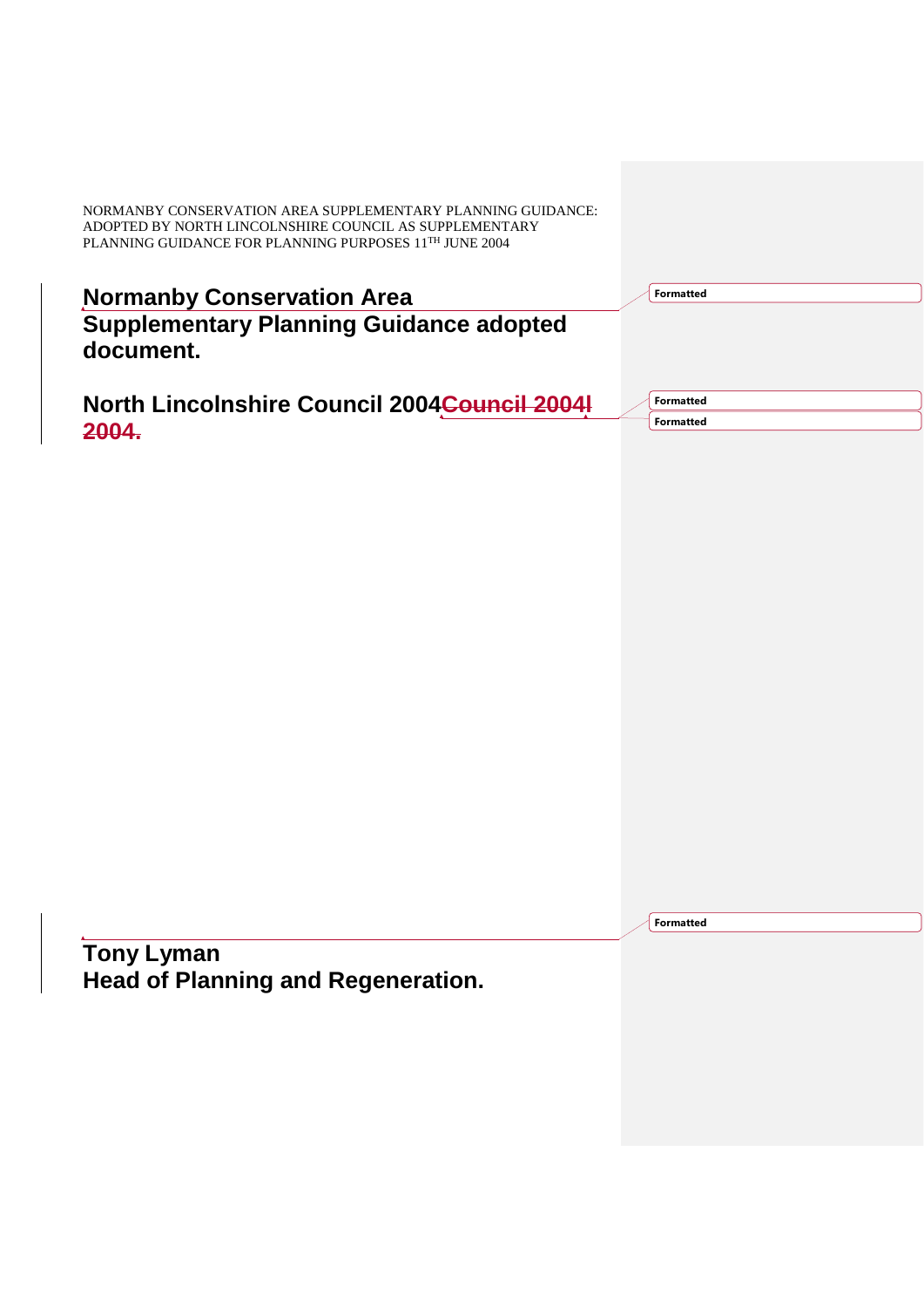NORMANBY CONSERVATION AREA SUPPLEMENTARY PLANNING GUIDANCE: ADOPTED BY NORTH LINCOLNSHIRE COUNCIL AS SUPPLEMENTARY PLANNING GUIDANCE FOR PLANNING PURPOSES 11TH JUNE 2004

# Normanby Conservation Area Supplementary Planning Guidance adopted document.

# North Lincolnshire Council 2004~~Council 2004l 2004.~~

**Tony Lyman**
**Head of Planning and Regeneration.**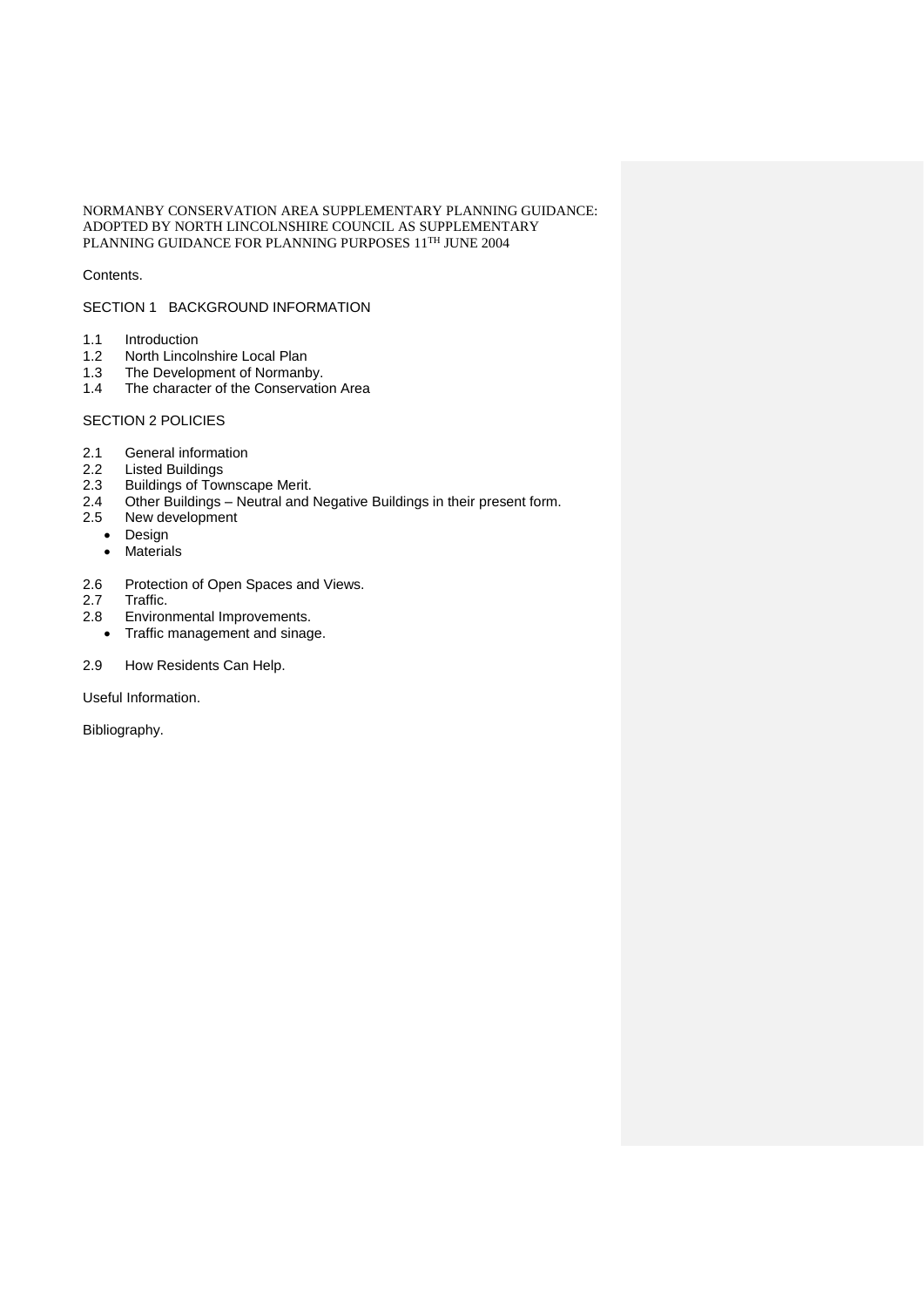NORMANBY CONSERVATION AREA SUPPLEMENTARY PLANNING GUIDANCE: ADOPTED BY NORTH LINCOLNSHIRE COUNCIL AS SUPPLEMENTARY PLANNING GUIDANCE FOR PLANNING PURPOSES 11TH JUNE 2004

Contents.

SECTION 1 BACKGROUND INFORMATION

1.1 Introduction
1.2 North Lincolnshire Local Plan
1.3 The Development of Normanby.
1.4 The character of the Conservation Area

SECTION 2 POLICIES

2.1 General information
2.2 Listed Buildings
2.3 Buildings of Townscape Merit.
2.4 Other Buildings – Neutral and Negative Buildings in their present form.
2.5 New development
- Design
- Materials

2.6 Protection of Open Spaces and Views.
2.7 Traffic.
2.8 Environmental Improvements.
- Traffic management and sinage.

2.9 How Residents Can Help.

Useful Information.

Bibliography.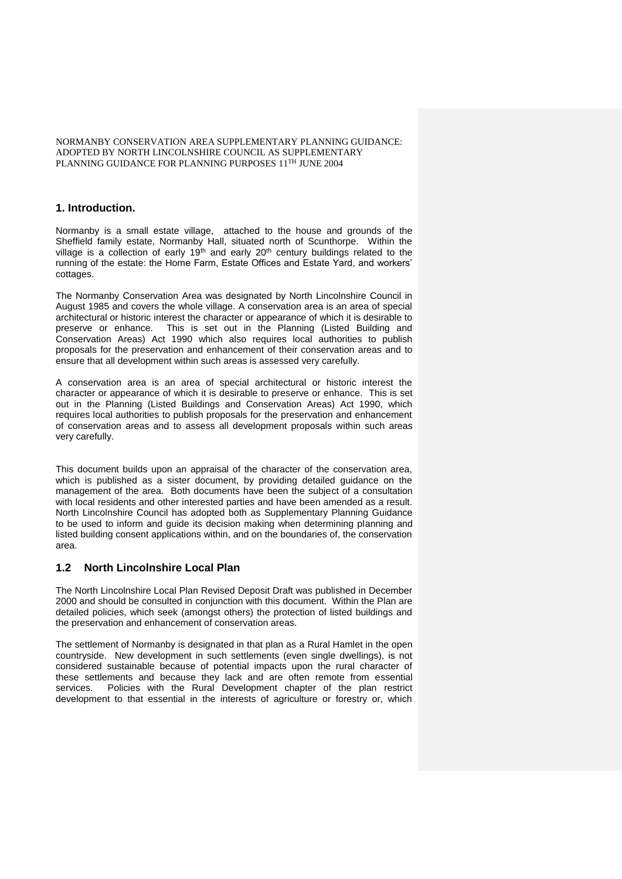NORMANBY CONSERVATION AREA SUPPLEMENTARY PLANNING GUIDANCE: ADOPTED BY NORTH LINCOLNSHIRE COUNCIL AS SUPPLEMENTARY PLANNING GUIDANCE FOR PLANNING PURPOSES 11$^{TH}$ JUNE 2004

## 1. Introduction.

Normanby is a small estate village, attached to the house and grounds of the Sheffield family estate, Normanby Hall, situated north of Scunthorpe. Within the village is a collection of early 19$^{th}$ and early 20$^{th}$ century buildings related to the running of the estate: the Home Farm, Estate Offices and Estate Yard, and workers' cottages.

The Normanby Conservation Area was designated by North Lincolnshire Council in August 1985 and covers the whole village. A conservation area is an area of special architectural or historic interest the character or appearance of which it is desirable to preserve or enhance. This is set out in the Planning (Listed Building and Conservation Areas) Act 1990 which also requires local authorities to publish proposals for the preservation and enhancement of their conservation areas and to ensure that all development within such areas is assessed very carefully.

A conservation area is an area of special architectural or historic interest the character or appearance of which it is desirable to preserve or enhance. This is set out in the Planning (Listed Buildings and Conservation Areas) Act 1990, which requires local authorities to publish proposals for the preservation and enhancement of conservation areas and to assess all development proposals within such areas very carefully.

This document builds upon an appraisal of the character of the conservation area, which is published as a sister document, by providing detailed guidance on the management of the area. Both documents have been the subject of a consultation with local residents and other interested parties and have been amended as a result. North Lincolnshire Council has adopted both as Supplementary Planning Guidance to be used to inform and guide its decision making when determining planning and listed building consent applications within, and on the boundaries of, the conservation area.

## 1.2 North Lincolnshire Local Plan

The North Lincolnshire Local Plan Revised Deposit Draft was published in December 2000 and should be consulted in conjunction with this document. Within the Plan are detailed policies, which seek (amongst others) the protection of listed buildings and the preservation and enhancement of conservation areas.

The settlement of Normanby is designated in that plan as a Rural Hamlet in the open countryside. New development in such settlements (even single dwellings), is not considered sustainable because of potential impacts upon the rural character of these settlements and because they lack and are often remote from essential services. Policies with the Rural Development chapter of the plan restrict development to that essential in the interests of agriculture or forestry or, which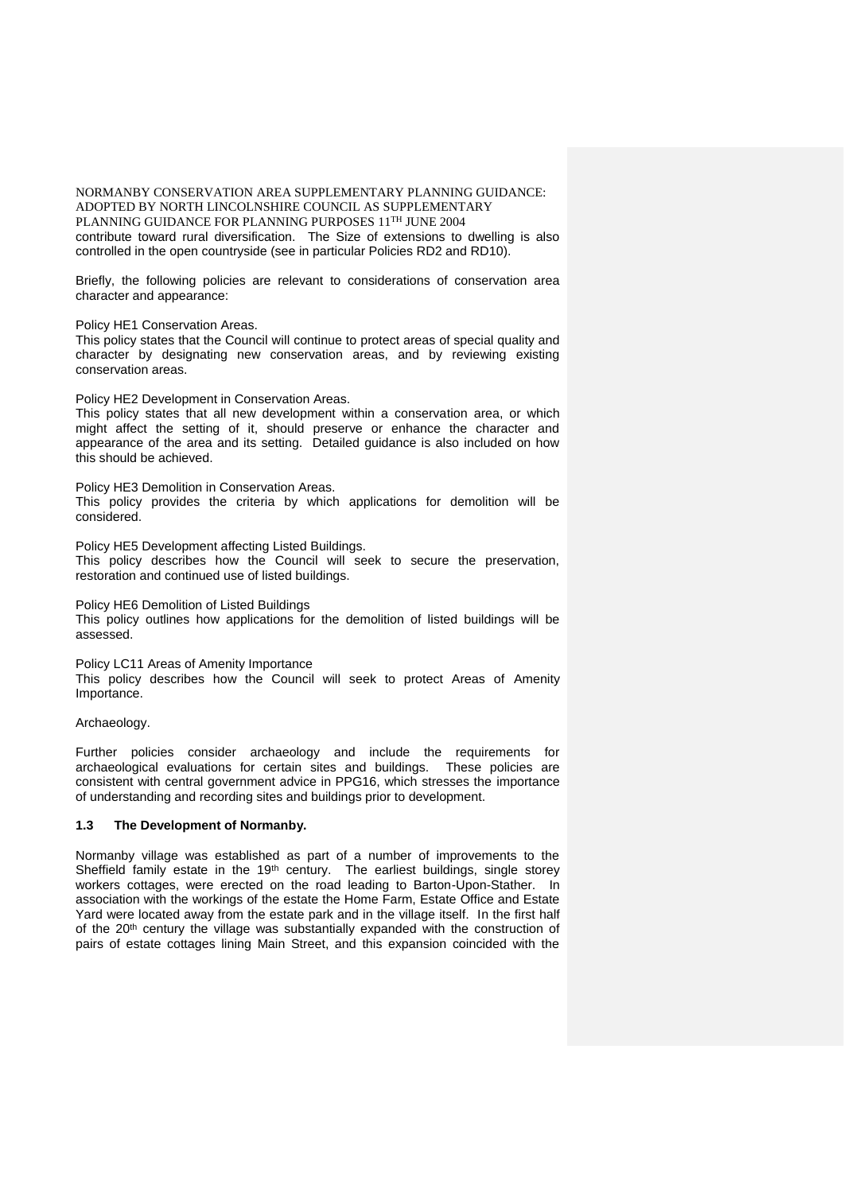contribute toward rural diversification. The Size of extensions to dwelling is also controlled in the open countryside (see in particular Policies RD2 and RD10).

Briefly, the following policies are relevant to considerations of conservation area character and appearance:

Policy HE1 Conservation Areas.
This policy states that the Council will continue to protect areas of special quality and character by designating new conservation areas, and by reviewing existing conservation areas.

Policy HE2 Development in Conservation Areas.
This policy states that all new development within a conservation area, or which might affect the setting of it, should preserve or enhance the character and appearance of the area and its setting. Detailed guidance is also included on how this should be achieved.

Policy HE3 Demolition in Conservation Areas.
This policy provides the criteria by which applications for demolition will be considered.

Policy HE5 Development affecting Listed Buildings.
This policy describes how the Council will seek to secure the preservation, restoration and continued use of listed buildings.

Policy HE6 Demolition of Listed Buildings
This policy outlines how applications for the demolition of listed buildings will be assessed.

Policy LC11 Areas of Amenity Importance
This policy describes how the Council will seek to protect Areas of Amenity Importance.

Archaeology.

Further policies consider archaeology and include the requirements for archaeological evaluations for certain sites and buildings. These policies are consistent with central government advice in PPG16, which stresses the importance of understanding and recording sites and buildings prior to development.

### 1.3 The Development of Normanby.

Normanby village was established as part of a number of improvements to the Sheffield family estate in the 19th century. The earliest buildings, single storey workers cottages, were erected on the road leading to Barton-Upon-Stather. In association with the workings of the estate the Home Farm, Estate Office and Estate Yard were located away from the estate park and in the village itself. In the first half of the 20th century the village was substantially expanded with the construction of pairs of estate cottages lining Main Street, and this expansion coincided with the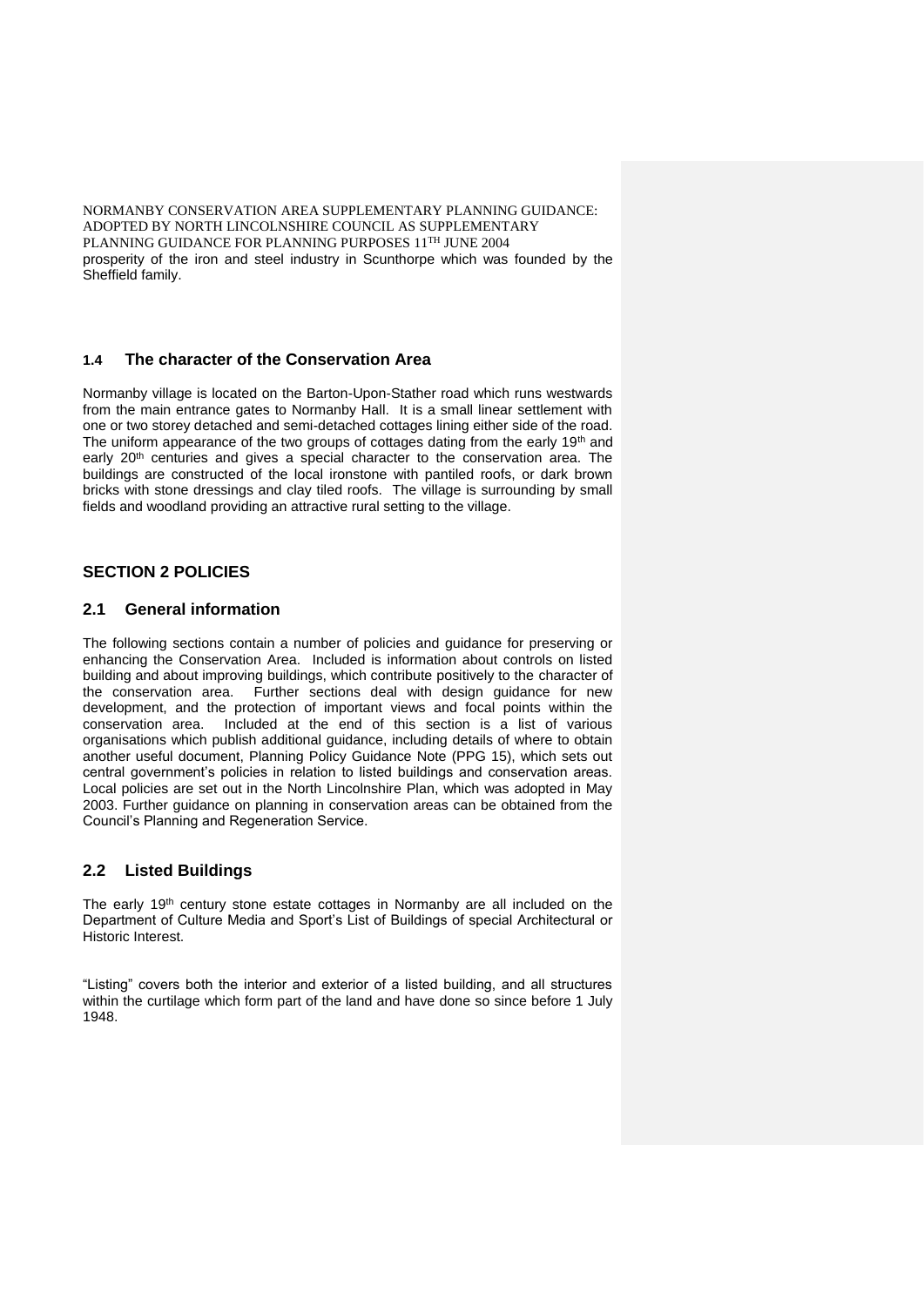prosperity of the iron and steel industry in Scunthorpe which was founded by the Sheffield family.

### 1.4 The character of the Conservation Area

Normanby village is located on the Barton-Upon-Stather road which runs westwards from the main entrance gates to Normanby Hall. It is a small linear settlement with one or two storey detached and semi-detached cottages lining either side of the road. The uniform appearance of the two groups of cottages dating from the early 19th and early 20th centuries and gives a special character to the conservation area. The buildings are constructed of the local ironstone with pantiled roofs, or dark brown bricks with stone dressings and clay tiled roofs. The village is surrounding by small fields and woodland providing an attractive rural setting to the village.

## SECTION 2 POLICIES

### 2.1 General information

The following sections contain a number of policies and guidance for preserving or enhancing the Conservation Area. Included is information about controls on listed building and about improving buildings, which contribute positively to the character of the conservation area. Further sections deal with design guidance for new development, and the protection of important views and focal points within the conservation area. Included at the end of this section is a list of various organisations which publish additional guidance, including details of where to obtain another useful document, Planning Policy Guidance Note (PPG 15), which sets out central government's policies in relation to listed buildings and conservation areas. Local policies are set out in the North Lincolnshire Plan, which was adopted in May 2003. Further guidance on planning in conservation areas can be obtained from the Council's Planning and Regeneration Service.

### 2.2 Listed Buildings

The early 19th century stone estate cottages in Normanby are all included on the Department of Culture Media and Sport's List of Buildings of special Architectural or Historic Interest.

"Listing" covers both the interior and exterior of a listed building, and all structures within the curtilage which form part of the land and have done so since before 1 July 1948.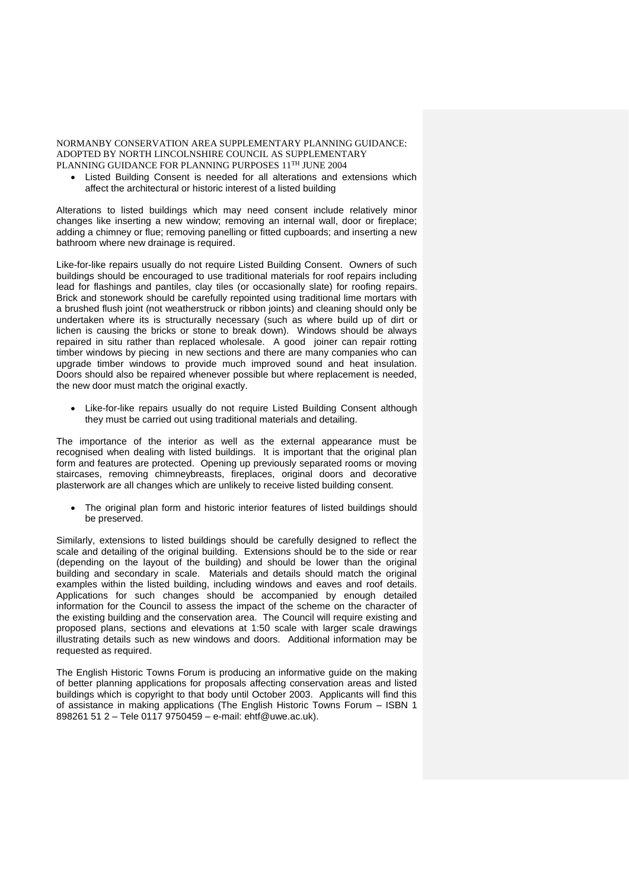- Listed Building Consent is needed for all alterations and extensions which affect the architectural or historic interest of a listed building

Alterations to listed buildings which may need consent include relatively minor changes like inserting a new window; removing an internal wall, door or fireplace; adding a chimney or flue; removing panelling or fitted cupboards; and inserting a new bathroom where new drainage is required.

Like-for-like repairs usually do not require Listed Building Consent. Owners of such buildings should be encouraged to use traditional materials for roof repairs including lead for flashings and pantiles, clay tiles (or occasionally slate) for roofing repairs. Brick and stonework should be carefully repointed using traditional lime mortars with a brushed flush joint (not weatherstruck or ribbon joints) and cleaning should only be undertaken where its is structurally necessary (such as where build up of dirt or lichen is causing the bricks or stone to break down). Windows should be always repaired in situ rather than replaced wholesale. A good joiner can repair rotting timber windows by piecing in new sections and there are many companies who can upgrade timber windows to provide much improved sound and heat insulation. Doors should also be repaired whenever possible but where replacement is needed, the new door must match the original exactly.

- Like-for-like repairs usually do not require Listed Building Consent although they must be carried out using traditional materials and detailing.

The importance of the interior as well as the external appearance must be recognised when dealing with listed buildings. It is important that the original plan form and features are protected. Opening up previously separated rooms or moving staircases, removing chimneybreasts, fireplaces, original doors and decorative plasterwork are all changes which are unlikely to receive listed building consent.

- The original plan form and historic interior features of listed buildings should be preserved.

Similarly, extensions to listed buildings should be carefully designed to reflect the scale and detailing of the original building. Extensions should be to the side or rear (depending on the layout of the building) and should be lower than the original building and secondary in scale. Materials and details should match the original examples within the listed building, including windows and eaves and roof details. Applications for such changes should be accompanied by enough detailed information for the Council to assess the impact of the scheme on the character of the existing building and the conservation area. The Council will require existing and proposed plans, sections and elevations at 1:50 scale with larger scale drawings illustrating details such as new windows and doors. Additional information may be requested as required.

The English Historic Towns Forum is producing an informative guide on the making of better planning applications for proposals affecting conservation areas and listed buildings which is copyright to that body until October 2003. Applicants will find this of assistance in making applications (The English Historic Towns Forum – ISBN 1 898261 51 2 – Tele 0117 9750459 – e-mail: ehtf@uwe.ac.uk).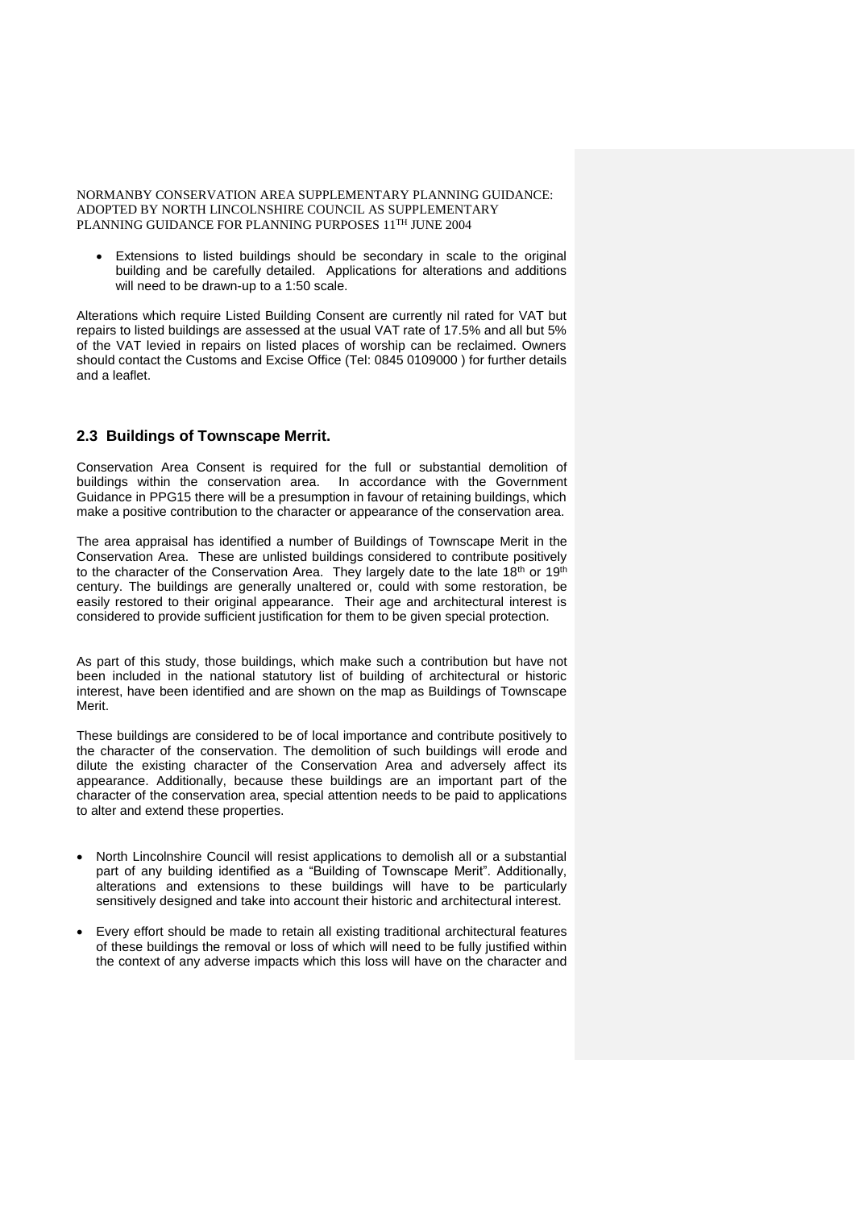- Extensions to listed buildings should be secondary in scale to the original building and be carefully detailed. Applications for alterations and additions will need to be drawn-up to a 1:50 scale.

Alterations which require Listed Building Consent are currently nil rated for VAT but repairs to listed buildings are assessed at the usual VAT rate of 17.5% and all but 5% of the VAT levied in repairs on listed places of worship can be reclaimed. Owners should contact the Customs and Excise Office (Tel: 0845 0109000 ) for further details and a leaflet.

## 2.3 Buildings of Townscape Merrit.

Conservation Area Consent is required for the full or substantial demolition of buildings within the conservation area. In accordance with the Government Guidance in PPG15 there will be a presumption in favour of retaining buildings, which make a positive contribution to the character or appearance of the conservation area.

The area appraisal has identified a number of Buildings of Townscape Merit in the Conservation Area. These are unlisted buildings considered to contribute positively to the character of the Conservation Area. They largely date to the late 18th or 19th century. The buildings are generally unaltered or, could with some restoration, be easily restored to their original appearance. Their age and architectural interest is considered to provide sufficient justification for them to be given special protection.

As part of this study, those buildings, which make such a contribution but have not been included in the national statutory list of building of architectural or historic interest, have been identified and are shown on the map as Buildings of Townscape Merit.

These buildings are considered to be of local importance and contribute positively to the character of the conservation. The demolition of such buildings will erode and dilute the existing character of the Conservation Area and adversely affect its appearance. Additionally, because these buildings are an important part of the character of the conservation area, special attention needs to be paid to applications to alter and extend these properties.

- North Lincolnshire Council will resist applications to demolish all or a substantial part of any building identified as a "Building of Townscape Merit". Additionally, alterations and extensions to these buildings will have to be particularly sensitively designed and take into account their historic and architectural interest.

- Every effort should be made to retain all existing traditional architectural features of these buildings the removal or loss of which will need to be fully justified within the context of any adverse impacts which this loss will have on the character and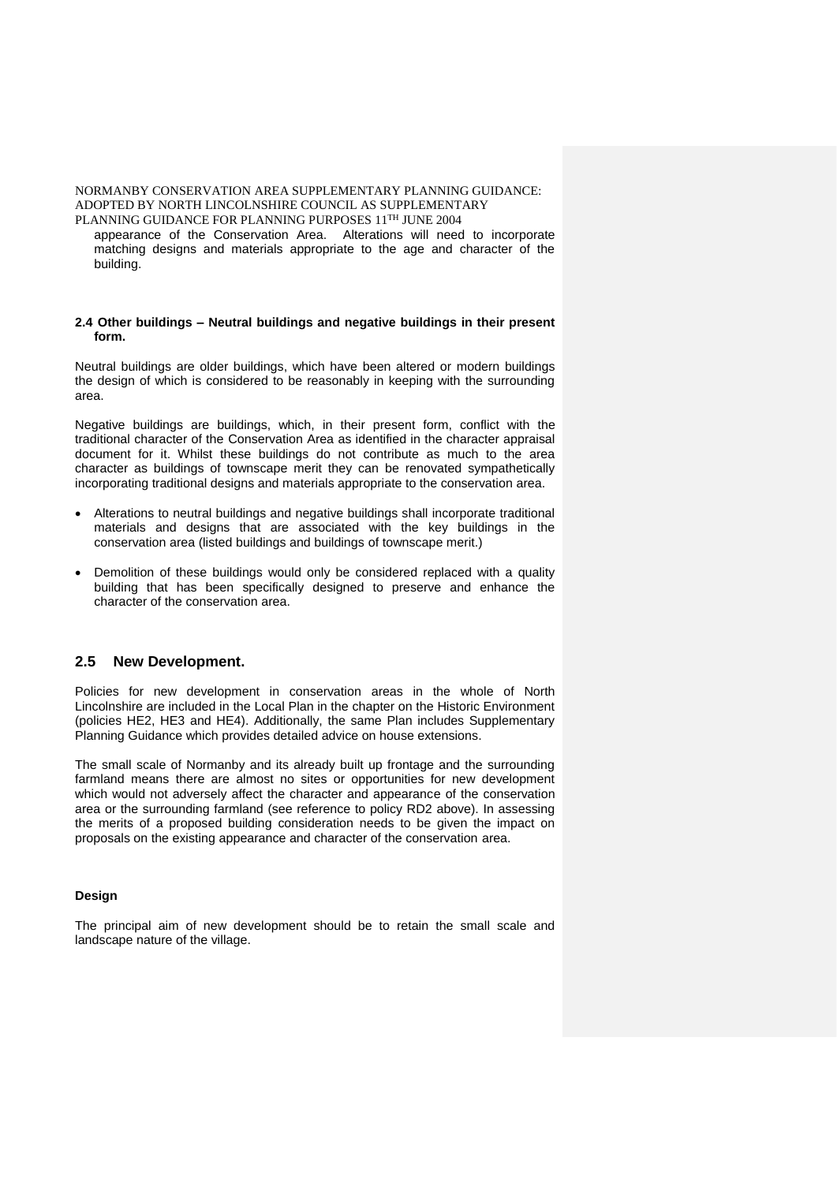appearance of the Conservation Area. Alterations will need to incorporate matching designs and materials appropriate to the age and character of the building.

**2.4 Other buildings – Neutral buildings and negative buildings in their present form.**

Neutral buildings are older buildings, which have been altered or modern buildings the design of which is considered to be reasonably in keeping with the surrounding area.

Negative buildings are buildings, which, in their present form, conflict with the traditional character of the Conservation Area as identified in the character appraisal document for it. Whilst these buildings do not contribute as much to the area character as buildings of townscape merit they can be renovated sympathetically incorporating traditional designs and materials appropriate to the conservation area.

- Alterations to neutral buildings and negative buildings shall incorporate traditional materials and designs that are associated with the key buildings in the conservation area (listed buildings and buildings of townscape merit.)
- Demolition of these buildings would only be considered replaced with a quality building that has been specifically designed to preserve and enhance the character of the conservation area.

## 2.5 New Development.

Policies for new development in conservation areas in the whole of North Lincolnshire are included in the Local Plan in the chapter on the Historic Environment (policies HE2, HE3 and HE4). Additionally, the same Plan includes Supplementary Planning Guidance which provides detailed advice on house extensions.

The small scale of Normanby and its already built up frontage and the surrounding farmland means there are almost no sites or opportunities for new development which would not adversely affect the character and appearance of the conservation area or the surrounding farmland (see reference to policy RD2 above). In assessing the merits of a proposed building consideration needs to be given the impact on proposals on the existing appearance and character of the conservation area.

**Design**

The principal aim of new development should be to retain the small scale and landscape nature of the village.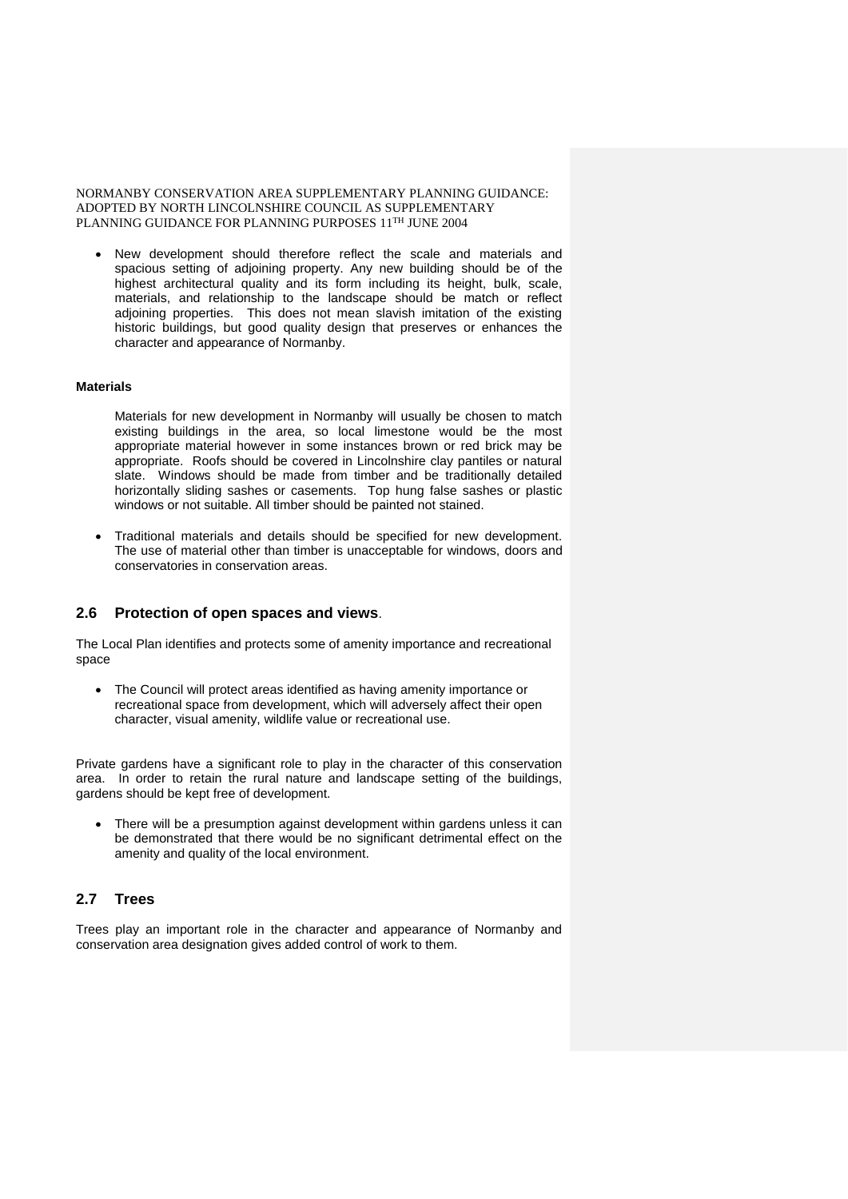- New development should therefore reflect the scale and materials and spacious setting of adjoining property. Any new building should be of the highest architectural quality and its form including its height, bulk, scale, materials, and relationship to the landscape should be match or reflect adjoining properties. This does not mean slavish imitation of the existing historic buildings, but good quality design that preserves or enhances the character and appearance of Normanby.

**Materials**

Materials for new development in Normanby will usually be chosen to match existing buildings in the area, so local limestone would be the most appropriate material however in some instances brown or red brick may be appropriate. Roofs should be covered in Lincolnshire clay pantiles or natural slate. Windows should be made from timber and be traditionally detailed horizontally sliding sashes or casements. Top hung false sashes or plastic windows or not suitable. All timber should be painted not stained.

- Traditional materials and details should be specified for new development. The use of material other than timber is unacceptable for windows, doors and conservatories in conservation areas.

## 2.6 Protection of open spaces and views.

The Local Plan identifies and protects some of amenity importance and recreational space

- The Council will protect areas identified as having amenity importance or recreational space from development, which will adversely affect their open character, visual amenity, wildlife value or recreational use.

Private gardens have a significant role to play in the character of this conservation area. In order to retain the rural nature and landscape setting of the buildings, gardens should be kept free of development.

- There will be a presumption against development within gardens unless it can be demonstrated that there would be no significant detrimental effect on the amenity and quality of the local environment.

## 2.7 Trees

Trees play an important role in the character and appearance of Normanby and conservation area designation gives added control of work to them.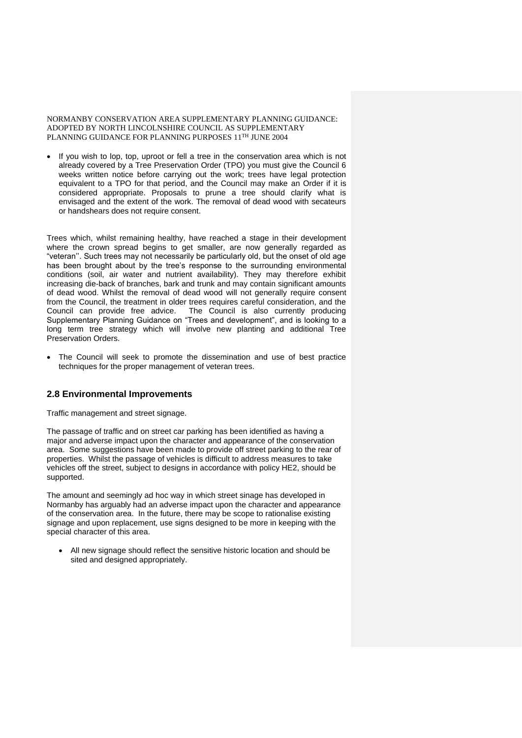- If you wish to lop, top, uproot or fell a tree in the conservation area which is not already covered by a Tree Preservation Order (TPO) you must give the Council 6 weeks written notice before carrying out the work; trees have legal protection equivalent to a TPO for that period, and the Council may make an Order if it is considered appropriate. Proposals to prune a tree should clarify what is envisaged and the extent of the work. The removal of dead wood with secateurs or handshears does not require consent.

Trees which, whilst remaining healthy, have reached a stage in their development where the crown spread begins to get smaller, are now generally regarded as "veteran''. Such trees may not necessarily be particularly old, but the onset of old age has been brought about by the tree's response to the surrounding environmental conditions (soil, air water and nutrient availability). They may therefore exhibit increasing die-back of branches, bark and trunk and may contain significant amounts of dead wood. Whilst the removal of dead wood will not generally require consent from the Council, the treatment in older trees requires careful consideration, and the Council can provide free advice. The Council is also currently producing Supplementary Planning Guidance on "Trees and development", and is looking to a long term tree strategy which will involve new planting and additional Tree Preservation Orders.

- The Council will seek to promote the dissemination and use of best practice techniques for the proper management of veteran trees.

## 2.8 Environmental Improvements

Traffic management and street signage.

The passage of traffic and on street car parking has been identified as having a major and adverse impact upon the character and appearance of the conservation area. Some suggestions have been made to provide off street parking to the rear of properties. Whilst the passage of vehicles is difficult to address measures to take vehicles off the street, subject to designs in accordance with policy HE2, should be supported.

The amount and seemingly ad hoc way in which street sinage has developed in Normanby has arguably had an adverse impact upon the character and appearance of the conservation area. In the future, there may be scope to rationalise existing signage and upon replacement, use signs designed to be more in keeping with the special character of this area.

- All new signage should reflect the sensitive historic location and should be sited and designed appropriately.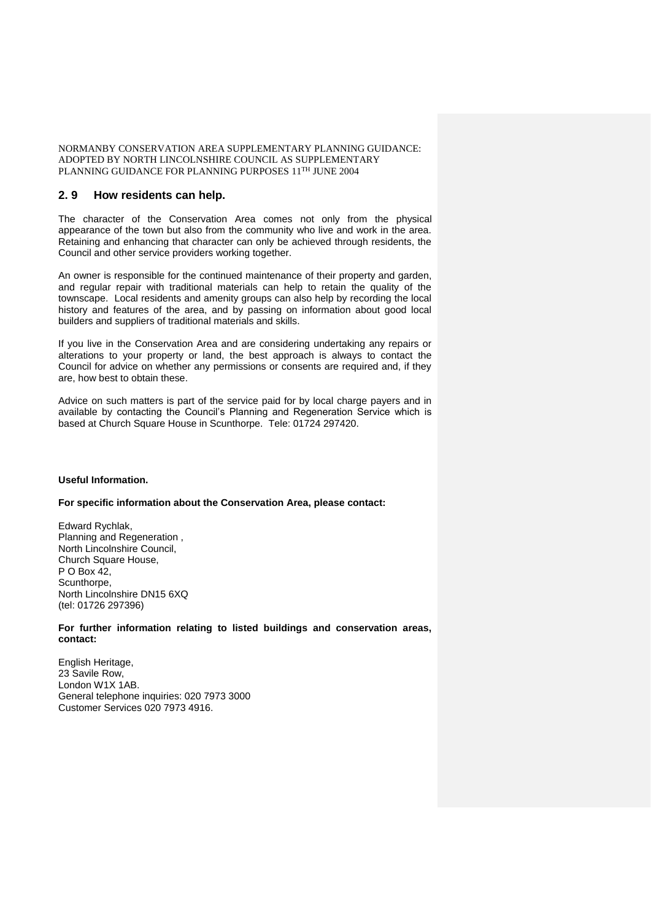## 2. 9 How residents can help.

The character of the Conservation Area comes not only from the physical appearance of the town but also from the community who live and work in the area. Retaining and enhancing that character can only be achieved through residents, the Council and other service providers working together.

An owner is responsible for the continued maintenance of their property and garden, and regular repair with traditional materials can help to retain the quality of the townscape. Local residents and amenity groups can also help by recording the local history and features of the area, and by passing on information about good local builders and suppliers of traditional materials and skills.

If you live in the Conservation Area and are considering undertaking any repairs or alterations to your property or land, the best approach is always to contact the Council for advice on whether any permissions or consents are required and, if they are, how best to obtain these.

Advice on such matters is part of the service paid for by local charge payers and in available by contacting the Council's Planning and Regeneration Service which is based at Church Square House in Scunthorpe. Tele: 01724 297420.

**Useful Information.**

**For specific information about the Conservation Area, please contact:**

Edward Rychlak,
Planning and Regeneration ,
North Lincolnshire Council,
Church Square House,
P O Box 42,
Scunthorpe,
North Lincolnshire DN15 6XQ
(tel: 01726 297396)

**For further information relating to listed buildings and conservation areas, contact:**

English Heritage,
23 Savile Row,
London W1X 1AB.
General telephone inquiries: 020 7973 3000
Customer Services 020 7973 4916.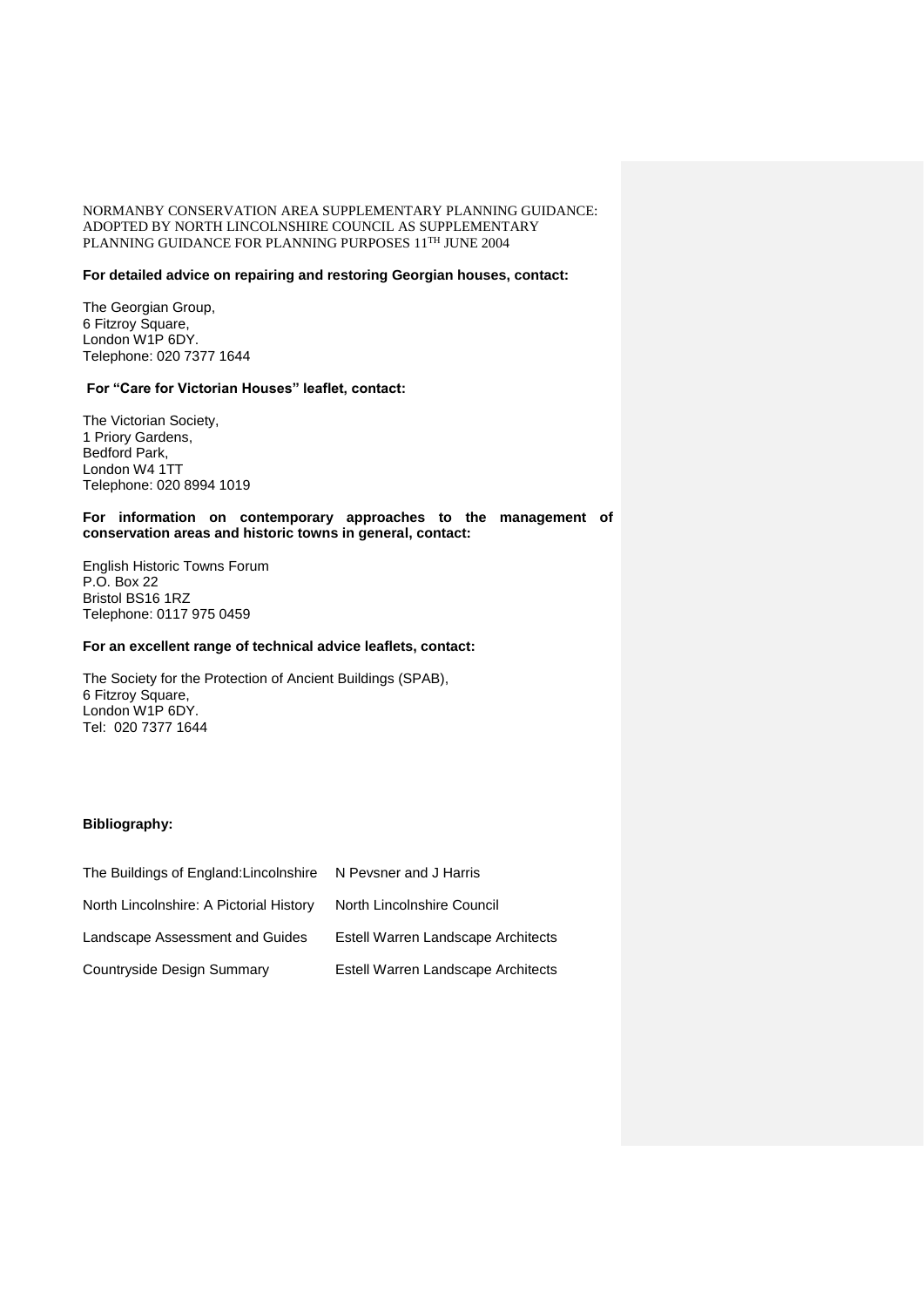NORMANBY CONSERVATION AREA SUPPLEMENTARY PLANNING GUIDANCE: ADOPTED BY NORTH LINCOLNSHIRE COUNCIL AS SUPPLEMENTARY PLANNING GUIDANCE FOR PLANNING PURPOSES 11TH JUNE 2004

**For detailed advice on repairing and restoring Georgian houses, contact:**

The Georgian Group,
6 Fitzroy Square,
London W1P 6DY.
Telephone: 020 7377 1644

**For "Care for Victorian Houses" leaflet, contact:**

The Victorian Society,
1 Priory Gardens,
Bedford Park,
London W4 1TT
Telephone: 020 8994 1019

**For information on contemporary approaches to the management of conservation areas and historic towns in general, contact:**

English Historic Towns Forum
P.O. Box 22
Bristol BS16 1RZ
Telephone: 0117 975 0459

**For an excellent range of technical advice leaflets, contact:**

The Society for the Protection of Ancient Buildings (SPAB),
6 Fitzroy Square,
London W1P 6DY.
Tel: 020 7377 1644

**Bibliography:**

| | |
|---|---|
| The Buildings of England:Lincolnshire | N Pevsner and J Harris |
| North Lincolnshire: A Pictorial History | North Lincolnshire Council |
| Landscape Assessment and Guides | Estell Warren Landscape Architects |
| Countryside Design Summary | Estell Warren Landscape Architects |